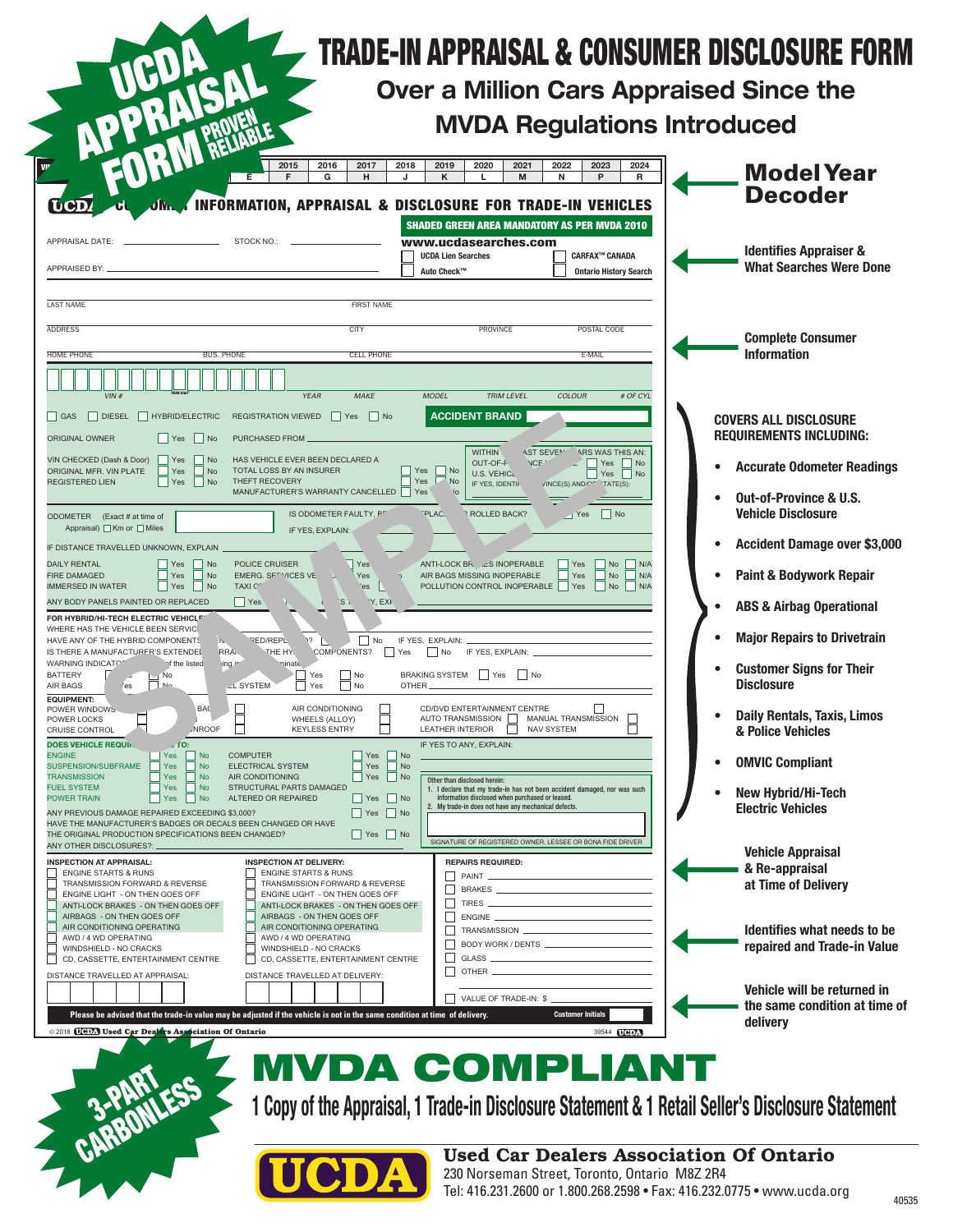# TRADE-IN APPRAISAL & CONSUMER DISCLOSURE FORM

## Over a Million Cars Appraised Since the MVDA Regulations Introduced

**UCDA APPRAISAL FORM — PROVEN RELIABLE**

| | 2015 | 2016 | 2017 | 2018 | 2019 | 2020 | 2021 | 2022 | 2023 | 2024 |
|---|---|---|---|---|---|---|---|---|---|---|
| E | F | G | H | J | K | L | M | N | P | R |

### UCDA CONSUMER INFORMATION, APPRAISAL & DISCLOSURE FOR TRADE-IN VEHICLES

**SHADED GREEN AREA MANDATORY AS PER MVDA 2010**

APPRAISAL DATE: ______ STOCK NO.: ______

APPRAISED BY: ______

www.ucdasearches.com
- ☐ UCDA Lien Searches
- ☐ CARFAX™ CANADA
- ☐ Auto Check™
- ☐ Ontario History Search

LAST NAME | FIRST NAME

ADDRESS | CITY | PROVINCE | POSTAL CODE

HOME PHONE | BUS. PHONE | CELL PHONE | E-MAIL

VIN # | YEAR | MAKE | MODEL | TRIM LEVEL | COLOUR | # OF CYL

☐ GAS ☐ DIESEL ☐ HYBRID/ELECTRIC REGISTRATION VIEWED ☐ Yes ☐ No **ACCIDENT BRAND**

ORIGINAL OWNER ☐ Yes ☐ No PURCHASED FROM ______

VIN CHECKED (Dash & Door) ☐ Yes ☐ No
ORIGINAL MFR. VIN PLATE ☐ Yes ☐ No
REGISTERED LIEN ☐ Yes ☐ No

HAS VEHICLE EVER BEEN DECLARED A
TOTAL LOSS BY AN INSURER ☐ Yes ☐ No
THEFT RECOVERY ☐ Yes ☐ No
MANUFACTURER'S WARRANTY CANCELLED ☐ Yes ☐ No

WITHIN THE LAST SEVEN YEARS WAS THIS AN:
OUT-OF-PROVINCE VEHICLE ☐ Yes ☐ No
U.S. VEHICLE ☐ Yes ☐ No
IF YES, IDENTIFY PROVINCE(S) AND/OR STATE(S):

ODOMETER (Exact # at time of Appraisal) ☐ Km or ☐ Miles ______
IS ODOMETER FAULTY, REPLACED OR ROLLED BACK? ☐ Yes ☐ No
IF YES, EXPLAIN:

IF DISTANCE TRAVELLED UNKNOWN, EXPLAIN ______

DAILY RENTAL ☐ Yes ☐ No
FIRE DAMAGED ☐ Yes ☐ No
IMMERSED IN WATER ☐ Yes ☐ No

POLICE CRUISER ☐ Yes ☐ No
EMERG. SERVICES VEHICLE ☐ Yes ☐ No
TAXI OR LIMOUSINE ☐ Yes ☐ No

ANTI-LOCK BRAKES INOPERABLE ☐ Yes ☐ No ☐ N/A
AIR BAGS MISSING INOPERABLE ☐ Yes ☐ No ☐ N/A
POLLUTION CONTROL INOPERABLE ☐ Yes ☐ No ☐ N/A

ANY BODY PANELS PAINTED OR REPLACED ☐ Yes ☐ No IF YES, EXPLAIN ______

**FOR HYBRID/HI-TECH ELECTRIC VEHICLES**
WHERE HAS THE VEHICLE BEEN SERVICED ______
HAVE ANY OF THE HYBRID COMPONENTS BEEN REPAIRED/REPLACED? ☐ Yes ☐ No IF YES, EXPLAIN: ______
IS THERE A MANUFACTURER'S EXTENDED WARRANTY ON THE HYBRID COMPONENTS? ☐ Yes ☐ No IF YES, EXPLAIN: ______
WARNING INDICATORS: Are any of the listed warning indicators illuminated
BATTERY ☐ Yes ☐ No | ______ ☐ Yes ☐ No | BRAKING SYSTEM ☐ Yes ☐ No
AIR BAGS ☐ Yes ☐ No | FUEL SYSTEM ☐ Yes ☐ No | OTHER ______

**EQUIPMENT:**
- POWER WINDOWS ☐ | AIR BAGS ☐ | AIR CONDITIONING ☐ | CD/DVD ENTERTAINMENT CENTRE ☐
- POWER LOCKS ☐ | ______ ☐ | WHEELS (ALLOY) ☐ | AUTO TRANSMISSION ☐ | MANUAL TRANSMISSION ☐
- CRUISE CONTROL ☐ | SUNROOF ☐ | KEYLESS ENTRY ☐ | LEATHER INTERIOR ☐ | NAV SYSTEM ☐

**DOES VEHICLE REQUIRE REPAIRS TO:**
- ENGINE ☐ Yes ☐ No | COMPUTER ☐ Yes ☐ No
- SUSPENSION/SUBFRAME ☐ Yes ☐ No | ELECTRICAL SYSTEM ☐ Yes ☐ No
- TRANSMISSION ☐ Yes ☐ No | AIR CONDITIONING ☐ Yes ☐ No
- FUEL SYSTEM ☐ Yes ☐ No | STRUCTURAL PARTS DAMAGED
- POWER TRAIN ☐ Yes ☐ No | ALTERED OR REPAIRED ☐ Yes ☐ No

IF YES TO ANY, EXPLAIN:

Other than disclosed herein:
1. I declare that my trade-in has not been accident damaged, nor was such information disclosed when purchased or leased.
2. My trade-in does not have any mechanical defects.

SIGNATURE OF REGISTERED OWNER, LESSEE OR BONA FIDE DRIVER

ANY PREVIOUS DAMAGE REPAIRED EXCEEDING $3,000? ☐ Yes ☐ No
HAVE THE MANUFACTURER'S BADGES OR DECALS BEEN CHANGED OR HAVE THE ORIGINAL PRODUCTION SPECIFICATIONS BEEN CHANGED? ☐ Yes ☐ No
ANY OTHER DISCLOSURES?: ______

**INSPECTION AT APPRAISAL:**
- ☐ ENGINE STARTS & RUNS
- ☐ TRANSMISSION FORWARD & REVERSE
- ☐ ENGINE LIGHT - ON THEN GOES OFF
- ☐ ANTI-LOCK BRAKES - ON THEN GOES OFF
- ☐ AIRBAGS - ON THEN GOES OFF
- ☐ AIR CONDITIONING OPERATING
- ☐ AWD / 4 WD OPERATING
- ☐ WINDSHIELD - NO CRACKS
- ☐ CD, CASSETTE, ENTERTAINMENT CENTRE

DISTANCE TRAVELLED AT APPRAISAL:

**INSPECTION AT DELIVERY:**
- ☐ ENGINE STARTS & RUNS
- ☐ TRANSMISSION FORWARD & REVERSE
- ☐ ENGINE LIGHT - ON THEN GOES OFF
- ☐ ANTI-LOCK BRAKES - ON THEN GOES OFF
- ☐ AIRBAGS - ON THEN GOES OFF
- ☐ AIR CONDITIONING OPERATING
- ☐ AWD / 4 WD OPERATING
- ☐ WINDSHIELD - NO CRACKS
- ☐ CD, CASSETTE, ENTERTAINMENT CENTRE

DISTANCE TRAVELLED AT DELIVERY:

**REPAIRS REQUIRED:**
- ☐ PAINT ______
- ☐ BRAKES ______
- ☐ TIRES ______
- ☐ ENGINE ______
- ☐ TRANSMISSION ______
- ☐ BODY WORK / DENTS ______
- ☐ GLASS ______
- ☐ OTHER ______

☐ VALUE OF TRADE-IN: $ ______

**Please be advised that the trade-in value may be adjusted if the vehicle is not in the same condition at time of delivery.** Customer Initials ______

© 2018 UCDA Used Car Dealers Association Of Ontario 39544 UCDA

SAMPLE

## Model Year Decoder

**Identifies Appraiser & What Searches Were Done**

**Complete Consumer Information**

**COVERS ALL DISCLOSURE REQUIREMENTS INCLUDING:**
- **Accurate Odometer Readings**
- **Out-of-Province & U.S. Vehicle Disclosure**
- **Accident Damage over $3,000**
- **Paint & Bodywork Repair**
- **ABS & Airbag Operational**
- **Major Repairs to Drivetrain**
- **Customer Signs for Their Disclosure**
- **Daily Rentals, Taxis, Limos & Police Vehicles**
- **OMVIC Compliant**
- **New Hybrid/Hi-Tech Electric Vehicles**

**Vehicle Appraisal & Re-appraisal at Time of Delivery**

**Identifies what needs to be repaired and Trade-in Value**

**Vehicle will be returned in the same condition at time of delivery**

**3-PART CARBONLESS**

# MVDA COMPLIANT

**1 Copy of the Appraisal, 1 Trade-in Disclosure Statement & 1 Retail Seller's Disclosure Statement**

**UCDA**

**Used Car Dealers Association Of Ontario**
230 Norseman Street, Toronto, Ontario M8Z 2R4
Tel: 416.231.2600 or 1.800.268.2598 • Fax: 416.232.0775 • www.ucda.org

40535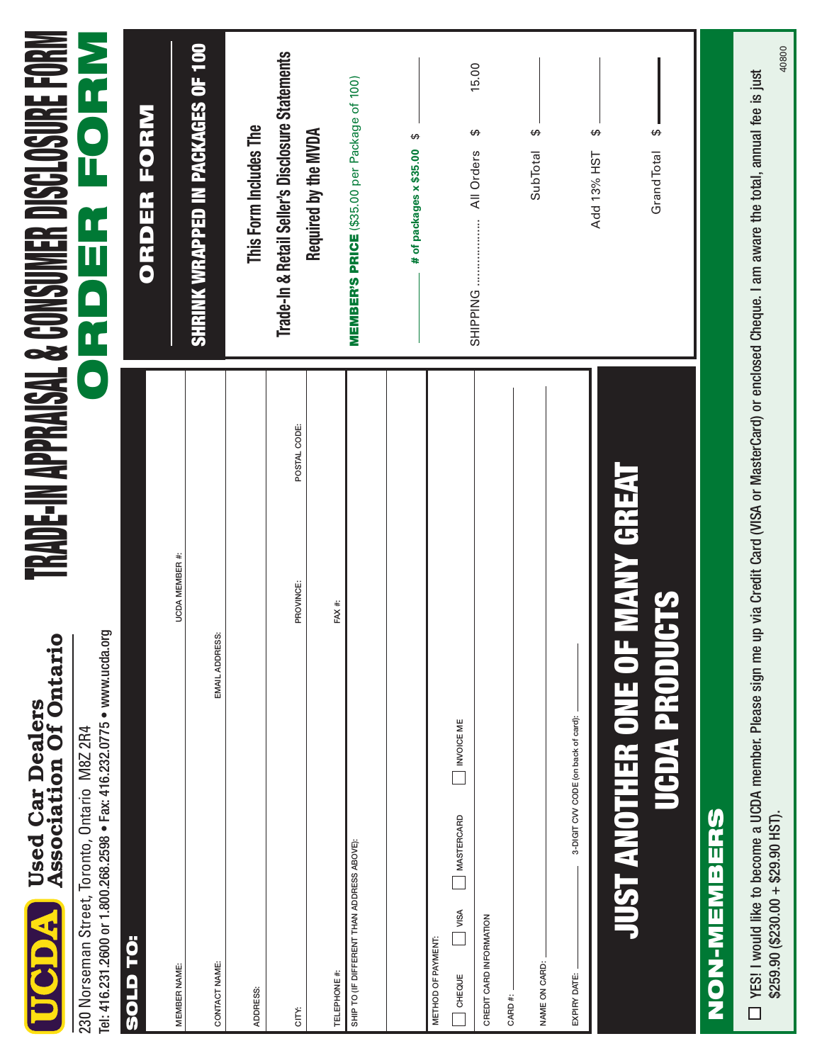**UCDA** Used Car Dealers Association Of Ontario

230 Norseman Street, Toronto, Ontario M8Z 2R4
Tel: 416.231.2600 or 1.800.268.2598 • Fax: 416.232.0775 • www.ucda.org

# TRADE-IN APPRAISAL & CONSUMER DISCLOSURE FORM

# ORDER FORM

## SOLD TO:

MEMBER NAME: UCDA MEMBER #:

CONTACT NAME: EMAIL ADDRESS:

ADDRESS:

CITY: PROVINCE: POSTAL CODE:

TELEPHONE #: FAX #:

SHIP TO (IF DIFFERENT THAN ADDRESS ABOVE):

METHOD OF PAYMENT:

☐ CHEQUE ☐ VISA ☐ MASTERCARD ☐ INVOICE ME

CREDIT CARD INFORMATION

CARD #:

NAME ON CARD:

EXPIRY DATE: 3-DIGIT CVV CODE (on back of card):

## ORDER FORM

**SHRINK WRAPPED IN PACKAGES OF 100**

This Form Includes The Trade-In & Retail Seller's Disclosure Statements Required by the MVDA

**MEMBER'S PRICE** ($35.00 per Package of 100)

| | | |
|---|---|---|
| _______ **# of packages x $35.00** | $ | |
| SHIPPING .................. All Orders | $ | 15.00 |
| SubTotal | $ | |
| Add 13% HST | $ | |
| Grand Total | $ | |

## JUST ANOTHER ONE OF MANY GREAT UCDA PRODUCTS

## NON-MEMBERS

☐ **YES! I would like to become a UCDA member. Please sign me up via Credit Card (VISA or MasterCard) or enclosed Cheque. I am aware the total, annual fee is just $259.90 ($230.00 + $29.90 HST).**

40800